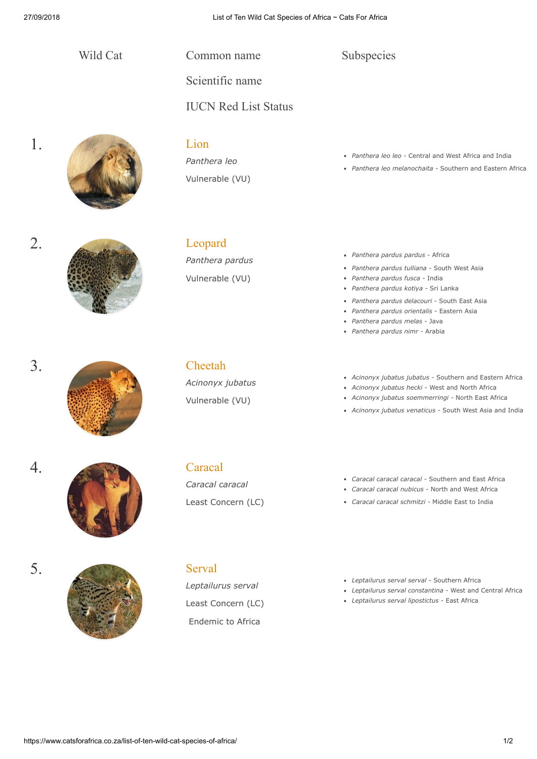| Wild Cat | Common name<br>Scientific name<br>IUCN Red List Status | Subspecies |
|---|---|---|
| 1. | **Lion**<br>*Panthera leo*<br>Vulnerable (VU) | • *Panthera leo leo* - Central and West Africa and India<br>• *Panthera leo melanochaita* - Southern and Eastern Africa |
| 2. | **Leopard**<br>*Panthera pardus*<br>Vulnerable (VU) | • *Panthera pardus pardus* - Africa<br>• *Panthera pardus tulliana* - South West Asia<br>• *Panthera pardus fusca* - India<br>• *Panthera pardus kotiya* - Sri Lanka<br>• *Panthera pardus delacouri* - South East Asia<br>• *Panthera pardus orientalis* - Eastern Asia<br>• *Panthera pardus melas* - Java<br>• *Panthera pardus nimr* - Arabia |
| 3. | **Cheetah**<br>*Acinonyx jubatus*<br>Vulnerable (VU) | • *Acinonyx jubatus jubatus* - Southern and Eastern Africa<br>• *Acinonyx jubatus hecki* - West and North Africa<br>• *Acinonyx jubatus soemmerringi* - North East Africa<br>• *Acinonyx jubatus venaticus* - South West Asia and India |
| 4. | **Caracal**<br>*Caracal caracal*<br>Least Concern (LC) | • *Caracal caracal caracal* - Southern and East Africa<br>• *Caracal caracal nubicus* - North and West Africa<br>• *Caracal caracal schmitzi* - Middle East to India |
| 5. | **Serval**<br>*Leptailurus serval*<br>Least Concern (LC)<br>Endemic to Africa | • *Leptailurus serval serval* - Southern Africa<br>• *Leptailurus serval constantina* - West and Central Africa<br>• *Leptailurus serval lipostictus* - East Africa |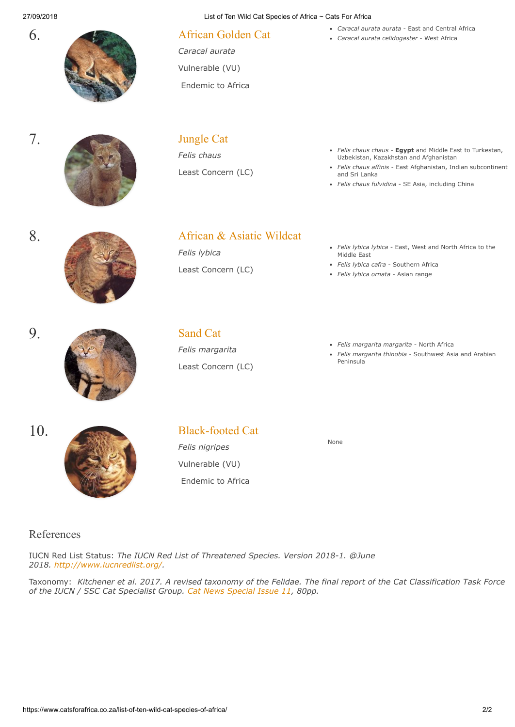6.

## African Golden Cat

*Caracal aurata*

Vulnerable (VU)

Endemic to Africa

- *Caracal aurata aurata* - East and Central Africa
- *Caracal aurata celidogaster* - West Africa

7.

## Jungle Cat

*Felis chaus*

Least Concern (LC)

- *Felis chaus chaus* - **Egypt** and Middle East to Turkestan, Uzbekistan, Kazakhstan and Afghanistan
- *Felis chaus affinis* - East Afghanistan, Indian subcontinent and Sri Lanka
- *Felis chaus fulvidina* - SE Asia, including China

8.

## African & Asiatic Wildcat

*Felis lybica*

Least Concern (LC)

- *Felis lybica lybica* - East, West and North Africa to the Middle East
- *Felis lybica cafra* - Southern Africa
- *Felis lybica ornata* - Asian range

9.

## Sand Cat

*Felis margarita*

Least Concern (LC)

- *Felis margarita margarita* - North Africa
- *Felis margarita thinobia* - Southwest Asia and Arabian Peninsula

10.

## Black-footed Cat

*Felis nigripes*

Vulnerable (VU)

Endemic to Africa

None

## References

IUCN Red List Status: *The IUCN Red List of Threatened Species. Version 2018-1. @June 2018. http://www.iucnredlist.org/.*

Taxonomy: *Kitchener et al. 2017. A revised taxonomy of the Felidae. The final report of the Cat Classification Task Force of the IUCN / SSC Cat Specialist Group. Cat News Special Issue 11, 80pp.*